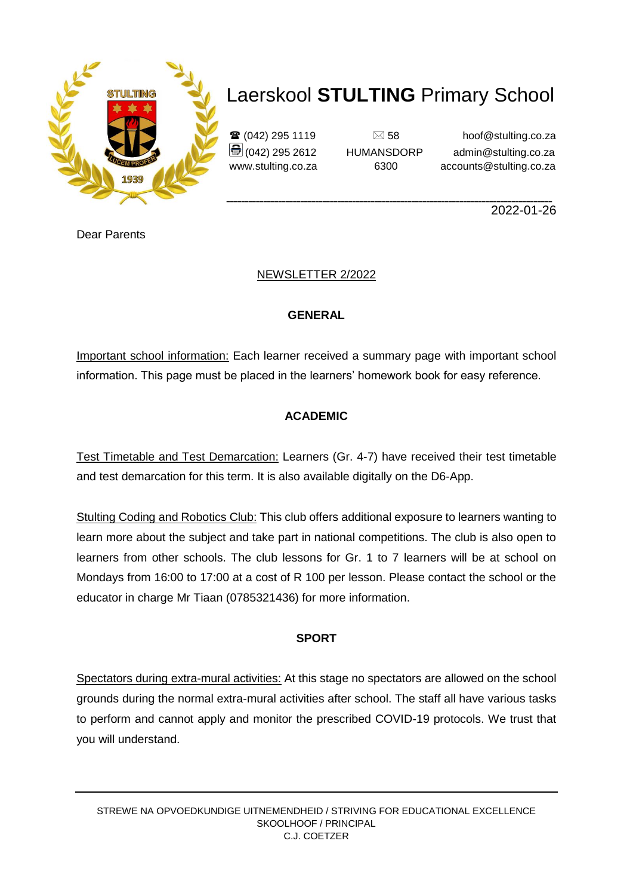# Laerskool **STULTING** Primary School

(042) 295 1119
(042) 295 2612
www.stulting.co.za

58
HUMANSDORP
6300

hoof@stulting.co.za
admin@stulting.co.za
accounts@stulting.co.za

2022-01-26

Dear Parents

## NEWSLETTER 2/2022

### GENERAL

Important school information: Each learner received a summary page with important school information. This page must be placed in the learners' homework book for easy reference.

### ACADEMIC

Test Timetable and Test Demarcation: Learners (Gr. 4-7) have received their test timetable and test demarcation for this term. It is also available digitally on the D6-App.

Stulting Coding and Robotics Club: This club offers additional exposure to learners wanting to learn more about the subject and take part in national competitions. The club is also open to learners from other schools. The club lessons for Gr. 1 to 7 learners will be at school on Mondays from 16:00 to 17:00 at a cost of R 100 per lesson. Please contact the school or the educator in charge Mr Tiaan (0785321436) for more information.

### SPORT

Spectators during extra-mural activities: At this stage no spectators are allowed on the school grounds during the normal extra-mural activities after school. The staff all have various tasks to perform and cannot apply and monitor the prescribed COVID-19 protocols. We trust that you will understand.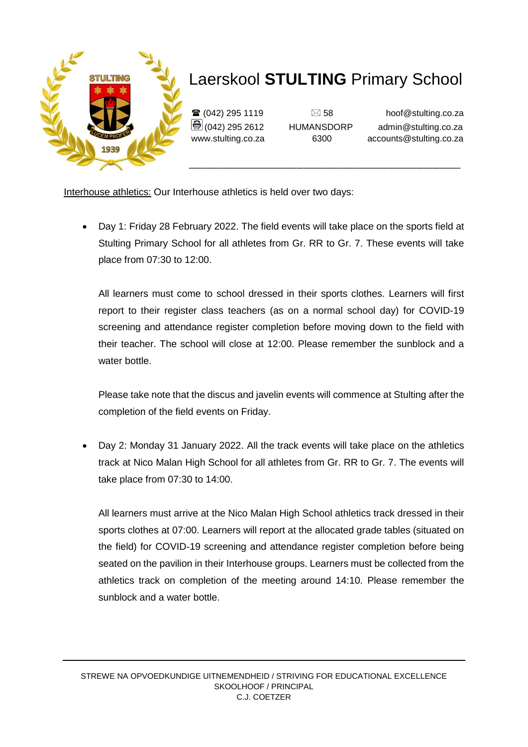Interhouse athletics: Our Interhouse athletics is held over two days:

- Day 1: Friday 28 February 2022. The field events will take place on the sports field at Stulting Primary School for all athletes from Gr. RR to Gr. 7. These events will take place from 07:30 to 12:00.

  All learners must come to school dressed in their sports clothes. Learners will first report to their register class teachers (as on a normal school day) for COVID-19 screening and attendance register completion before moving down to the field with their teacher. The school will close at 12:00. Please remember the sunblock and a water bottle.

  Please take note that the discus and javelin events will commence at Stulting after the completion of the field events on Friday.

- Day 2: Monday 31 January 2022. All the track events will take place on the athletics track at Nico Malan High School for all athletes from Gr. RR to Gr. 7. The events will take place from 07:30 to 14:00.

  All learners must arrive at the Nico Malan High School athletics track dressed in their sports clothes at 07:00. Learners will report at the allocated grade tables (situated on the field) for COVID-19 screening and attendance register completion before being seated on the pavilion in their Interhouse groups. Learners must be collected from the athletics track on completion of the meeting around 14:10. Please remember the sunblock and a water bottle.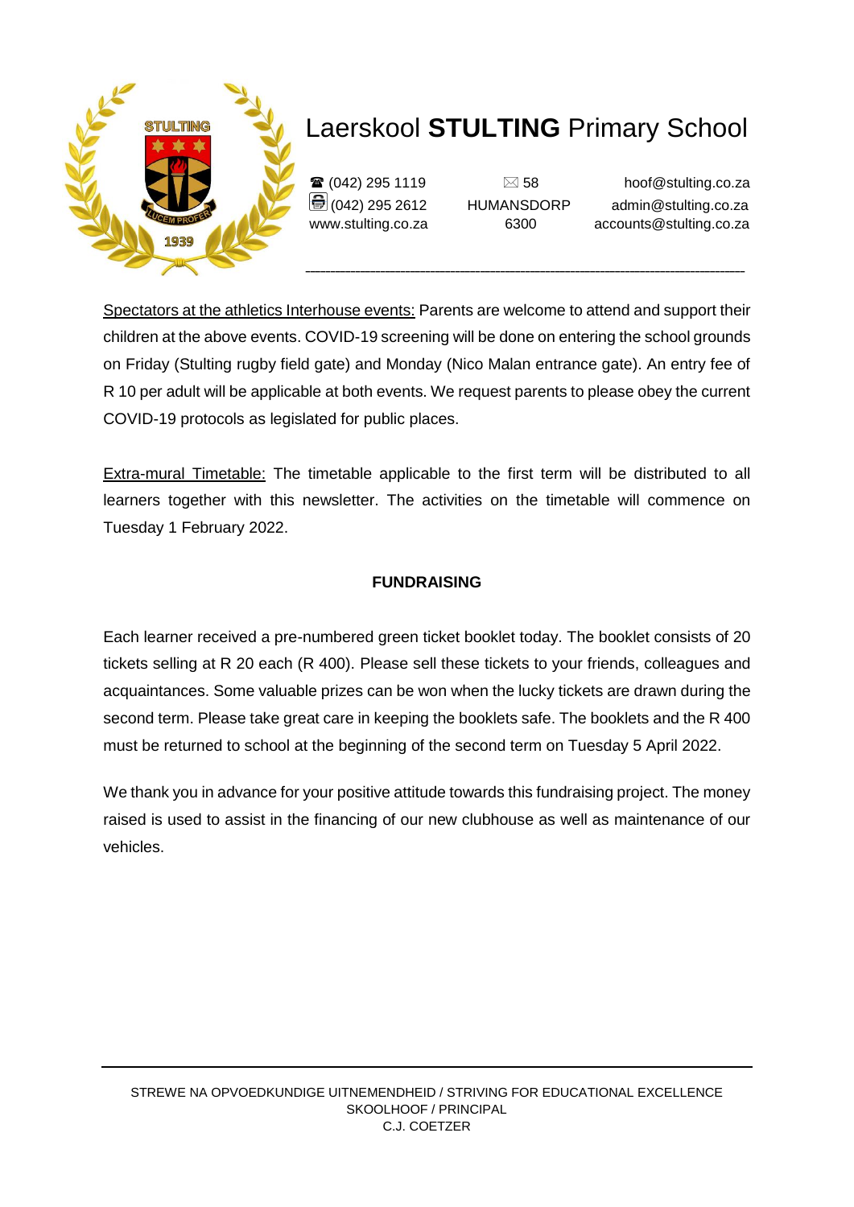Spectators at the athletics Interhouse events: Parents are welcome to attend and support their children at the above events. COVID-19 screening will be done on entering the school grounds on Friday (Stulting rugby field gate) and Monday (Nico Malan entrance gate). An entry fee of R 10 per adult will be applicable at both events. We request parents to please obey the current COVID-19 protocols as legislated for public places.

Extra-mural Timetable: The timetable applicable to the first term will be distributed to all learners together with this newsletter. The activities on the timetable will commence on Tuesday 1 February 2022.

**FUNDRAISING**

Each learner received a pre-numbered green ticket booklet today. The booklet consists of 20 tickets selling at R 20 each (R 400). Please sell these tickets to your friends, colleagues and acquaintances. Some valuable prizes can be won when the lucky tickets are drawn during the second term. Please take great care in keeping the booklets safe. The booklets and the R 400 must be returned to school at the beginning of the second term on Tuesday 5 April 2022.

We thank you in advance for your positive attitude towards this fundraising project. The money raised is used to assist in the financing of our new clubhouse as well as maintenance of our vehicles.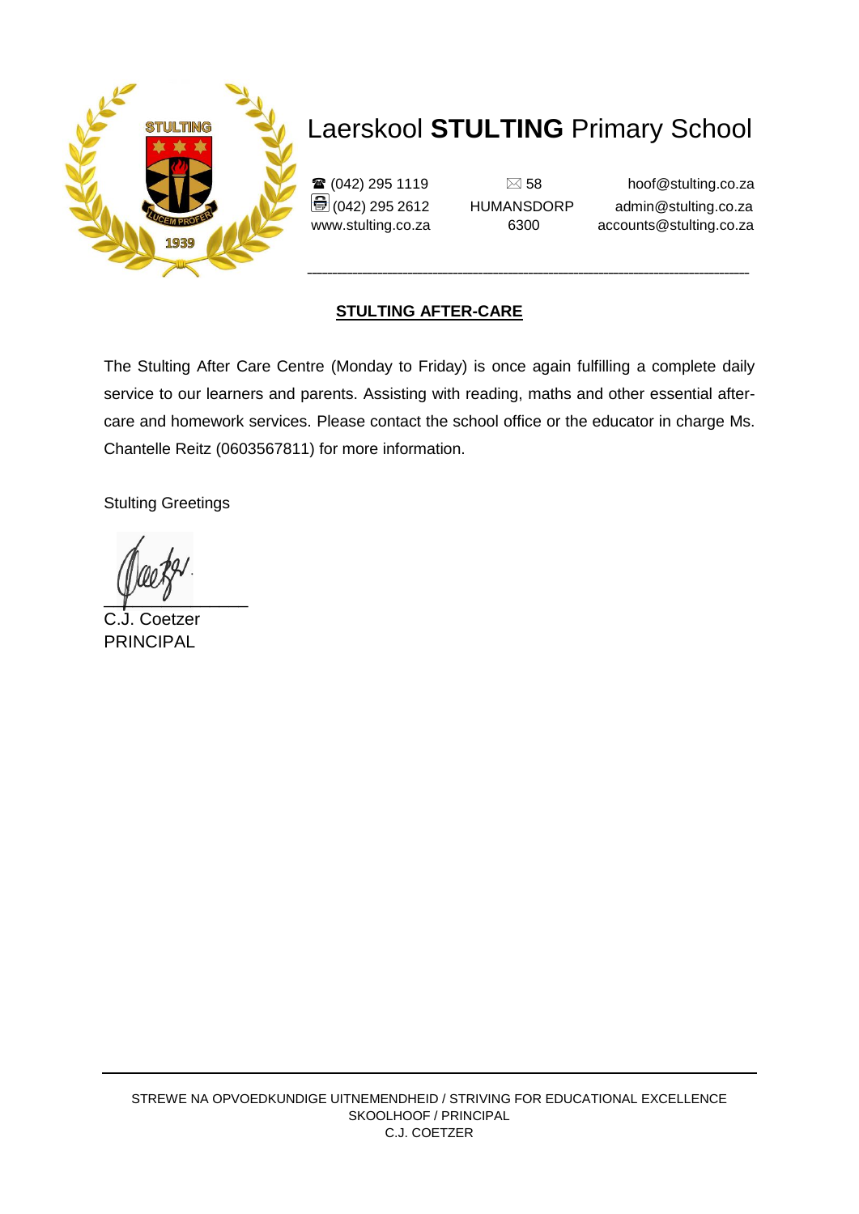# Laerskool **STULTING** Primary School

(042) 295 1119
(042) 295 2612
www.stulting.co.za

58
HUMANSDORP
6300

hoof@stulting.co.za
admin@stulting.co.za
accounts@stulting.co.za

## STULTING AFTER-CARE

The Stulting After Care Centre (Monday to Friday) is once again fulfilling a complete daily service to our learners and parents. Assisting with reading, maths and other essential after-care and homework services. Please contact the school office or the educator in charge Ms. Chantelle Reitz (0603567811) for more information.

Stulting Greetings

C.J. Coetzer
PRINCIPAL

STREWE NA OPVOEDKUNDIGE UITNEMENDHEID / STRIVING FOR EDUCATIONAL EXCELLENCE
SKOOLHOOF / PRINCIPAL
C.J. COETZER